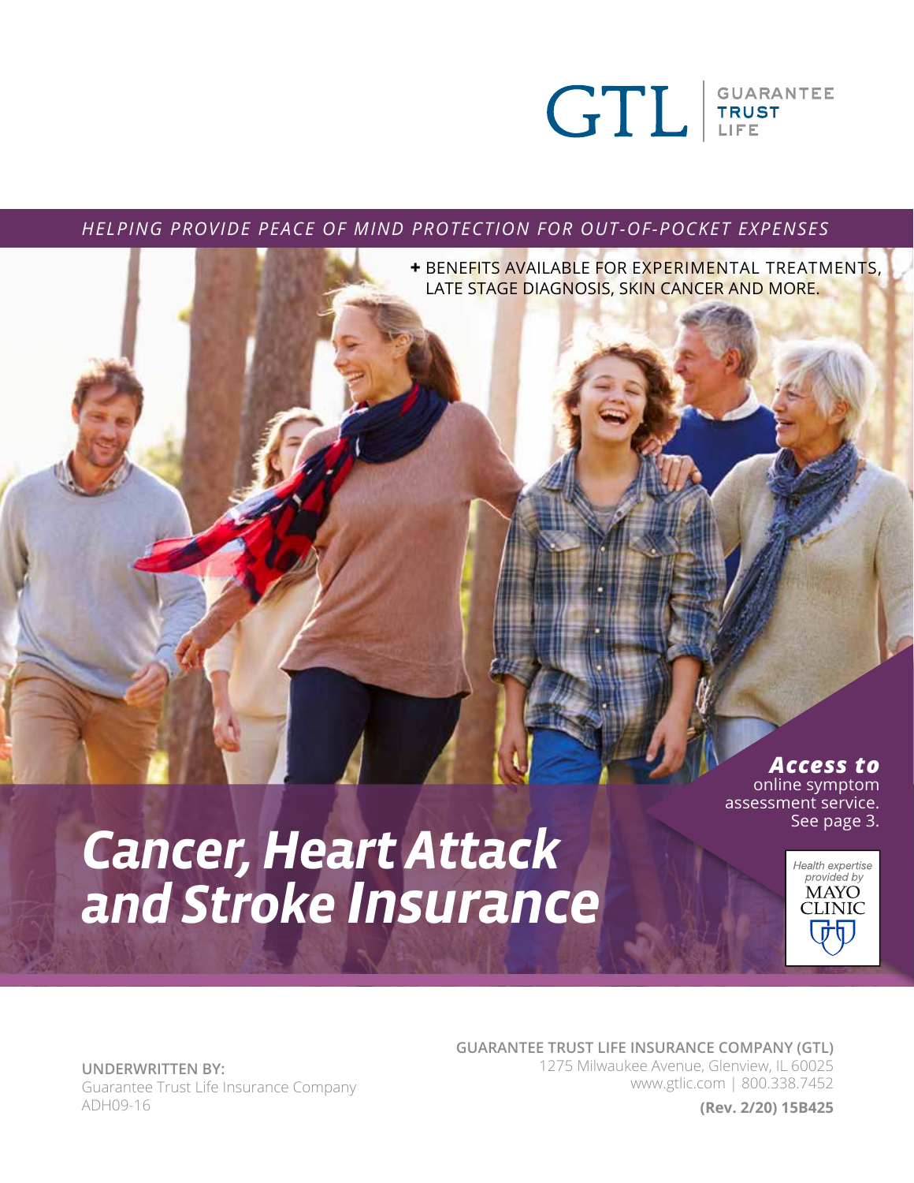GTL | GUARANTEE TRUST LIFE

*HELPING PROVIDE PEACE OF MIND PROTECTION FOR OUT-OF-POCKET EXPENSES*

+ BENEFITS AVAILABLE FOR EXPERIMENTAL TREATMENTS, LATE STAGE DIAGNOSIS, SKIN CANCER AND MORE.

***Access to*** online symptom assessment service. See page 3.

# *Cancer, Heart Attack and Stroke Insurance*

*Health expertise provided by* MAYO CLINIC

**UNDERWRITTEN BY:**
Guarantee Trust Life Insurance Company
ADH09-16

**GUARANTEE TRUST LIFE INSURANCE COMPANY (GTL)**
1275 Milwaukee Avenue, Glenview, IL 60025
www.gtlic.com | 800.338.7452

**(Rev. 2/20) 15B425**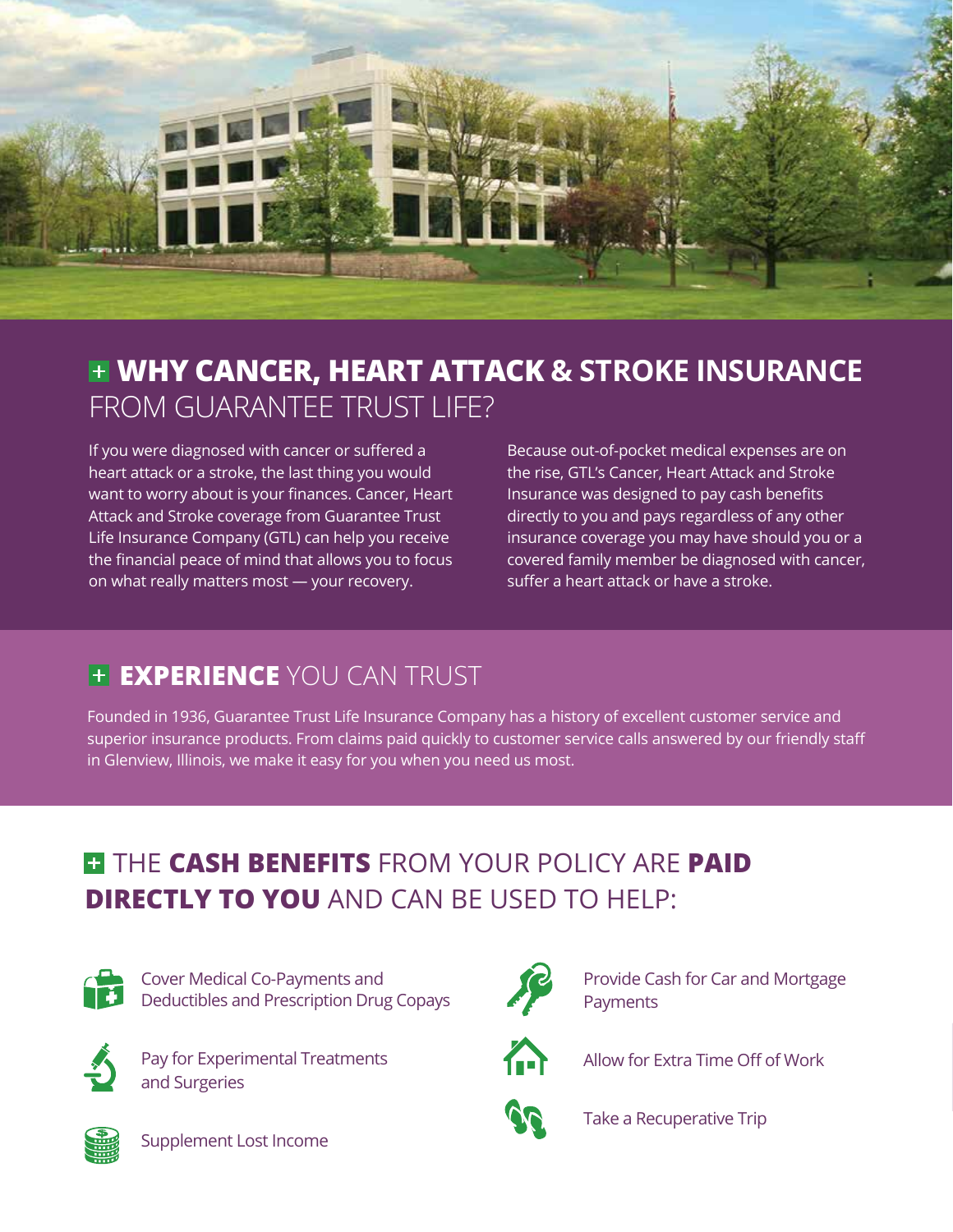## WHY CANCER, HEART ATTACK & STROKE INSURANCE FROM GUARANTEE TRUST LIFE?

If you were diagnosed with cancer or suffered a heart attack or a stroke, the last thing you would want to worry about is your finances. Cancer, Heart Attack and Stroke coverage from Guarantee Trust Life Insurance Company (GTL) can help you receive the financial peace of mind that allows you to focus on what really matters most — your recovery.

Because out-of-pocket medical expenses are on the rise, GTL's Cancer, Heart Attack and Stroke Insurance was designed to pay cash benefits directly to you and pays regardless of any other insurance coverage you may have should you or a covered family member be diagnosed with cancer, suffer a heart attack or have a stroke.

## EXPERIENCE YOU CAN TRUST

Founded in 1936, Guarantee Trust Life Insurance Company has a history of excellent customer service and superior insurance products. From claims paid quickly to customer service calls answered by our friendly staff in Glenview, Illinois, we make it easy for you when you need us most.

## THE CASH BENEFITS FROM YOUR POLICY ARE PAID DIRECTLY TO YOU AND CAN BE USED TO HELP:

- Cover Medical Co-Payments and Deductibles and Prescription Drug Copays
- Pay for Experimental Treatments and Surgeries
- Supplement Lost Income
- Provide Cash for Car and Mortgage Payments
- Allow for Extra Time Off of Work
- Take a Recuperative Trip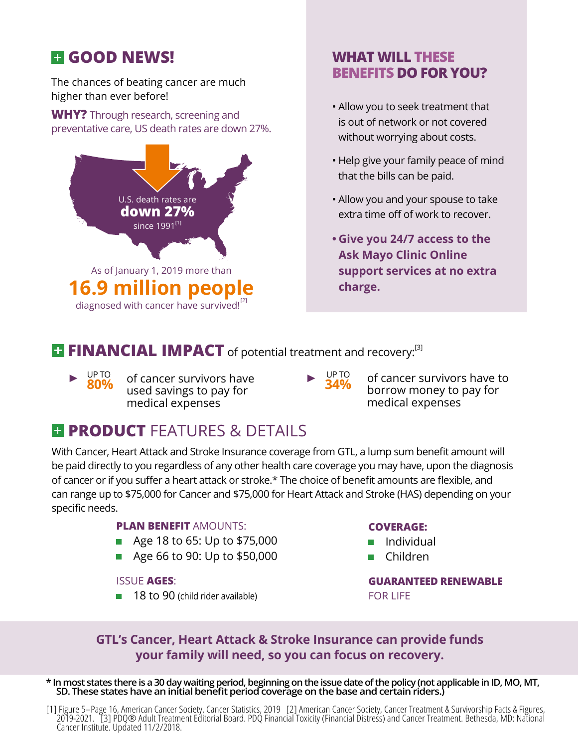## GOOD NEWS!

The chances of beating cancer are much higher than ever before!

**WHY?** Through research, screening and preventative care, US death rates are down 27%.

U.S. death rates are **down 27%** since 1991[1]

As of January 1, 2019 more than **16.9 million people** diagnosed with cancer have survived![2]

## WHAT WILL THESE BENEFITS DO FOR YOU?

- Allow you to seek treatment that is out of network or not covered without worrying about costs.
- Help give your family peace of mind that the bills can be paid.
- Allow you and your spouse to take extra time off of work to recover.
- **Give you 24/7 access to the Ask Mayo Clinic Online support services at no extra charge.**

## FINANCIAL IMPACT of potential treatment and recovery:[3]

- UP TO **80%** of cancer survivors have used savings to pay for medical expenses
- UP TO **34%** of cancer survivors have to borrow money to pay for medical expenses

## PRODUCT FEATURES & DETAILS

With Cancer, Heart Attack and Stroke Insurance coverage from GTL, a lump sum benefit amount will be paid directly to you regardless of any other health care coverage you may have, upon the diagnosis of cancer or if you suffer a heart attack or stroke.* The choice of benefit amounts are flexible, and can range up to $75,000 for Cancer and $75,000 for Heart Attack and Stroke (HAS) depending on your specific needs.

**PLAN BENEFIT** AMOUNTS:

- Age 18 to 65: Up to $75,000
- Age 66 to 90: Up to $50,000

ISSUE **AGES**:

- 18 to 90 (child rider available)

**COVERAGE:**

- Individual
- Children

**GUARANTEED RENEWABLE** FOR LIFE

**GTL's Cancer, Heart Attack & Stroke Insurance can provide funds your family will need, so you can focus on recovery.**

**\* In most states there is a 30 day waiting period, beginning on the issue date of the policy (not applicable in ID, MO, MT, SD. These states have an initial benefit period coverage on the base and certain riders.)**

[1] Figure 5–Page 16, American Cancer Society, Cancer Statistics, 2019 [2] American Cancer Society, Cancer Treatment & Survivorship Facts & Figures, 2019-2021. [3] PDQ® Adult Treatment Editorial Board. PDQ Financial Toxicity (Financial Distress) and Cancer Treatment. Bethesda, MD: National Cancer Institute. Updated 11/2/2018.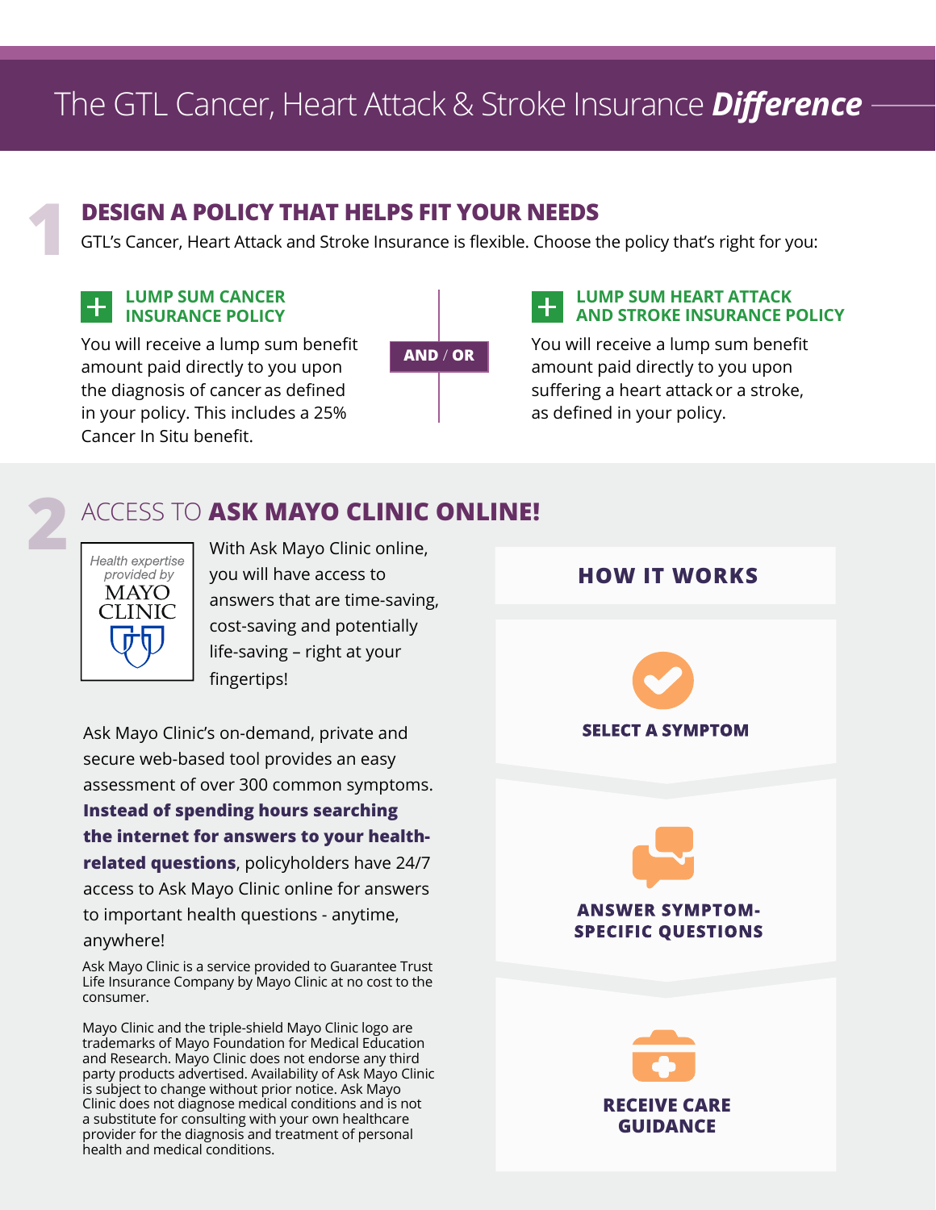# The GTL Cancer, Heart Attack & Stroke Insurance *Difference*

## 1 DESIGN A POLICY THAT HELPS FIT YOUR NEEDS

GTL's Cancer, Heart Attack and Stroke Insurance is flexible. Choose the policy that's right for you:

### + LUMP SUM CANCER INSURANCE POLICY

You will receive a lump sum benefit amount paid directly to you upon the diagnosis of cancer as defined in your policy. This includes a 25% Cancer In Situ benefit.

**AND / OR**

### + LUMP SUM HEART ATTACK AND STROKE INSURANCE POLICY

You will receive a lump sum benefit amount paid directly to you upon suffering a heart attack or a stroke, as defined in your policy.

## 2 ACCESS TO **ASK MAYO CLINIC ONLINE!**

*Health expertise provided by* MAYO CLINIC

With Ask Mayo Clinic online, you will have access to answers that are time-saving, cost-saving and potentially life-saving – right at your fingertips!

Ask Mayo Clinic's on-demand, private and secure web-based tool provides an easy assessment of over 300 common symptoms. **Instead of spending hours searching the internet for answers to your health-related questions**, policyholders have 24/7 access to Ask Mayo Clinic online for answers to important health questions - anytime, anywhere!

Ask Mayo Clinic is a service provided to Guarantee Trust Life Insurance Company by Mayo Clinic at no cost to the consumer.

Mayo Clinic and the triple-shield Mayo Clinic logo are trademarks of Mayo Foundation for Medical Education and Research. Mayo Clinic does not endorse any third party products advertised. Availability of Ask Mayo Clinic is subject to change without prior notice. Ask Mayo Clinic does not diagnose medical conditions and is not a substitute for consulting with your own healthcare provider for the diagnosis and treatment of personal health and medical conditions.

### HOW IT WORKS

1. **SELECT A SYMPTOM**
2. **ANSWER SYMPTOM-SPECIFIC QUESTIONS**
3. **RECEIVE CARE GUIDANCE**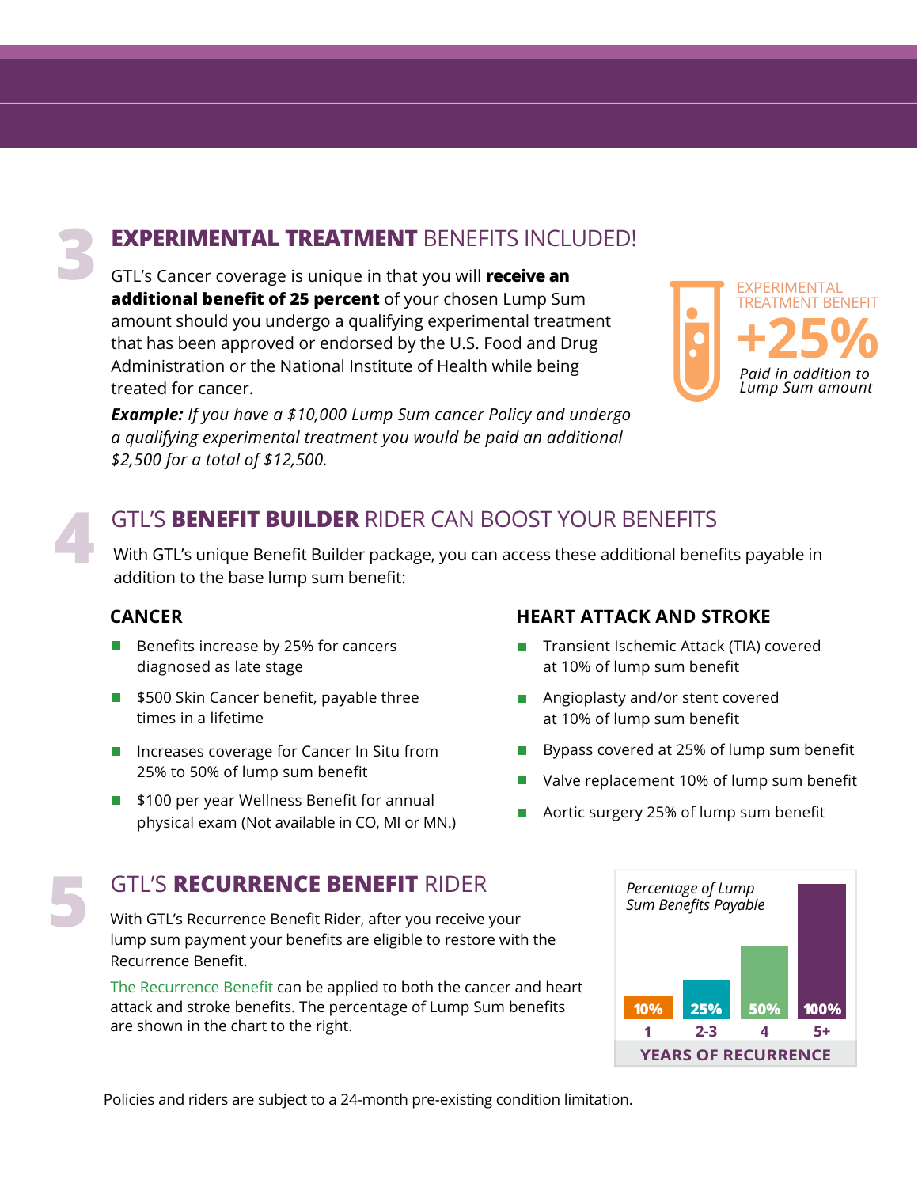## 3 EXPERIMENTAL TREATMENT BENEFITS INCLUDED!

GTL's Cancer coverage is unique in that you will **receive an additional benefit of 25 percent** of your chosen Lump Sum amount should you undergo a qualifying experimental treatment that has been approved or endorsed by the U.S. Food and Drug Administration or the National Institute of Health while being treated for cancer.

***Example:*** *If you have a $10,000 Lump Sum cancer Policy and undergo a qualifying experimental treatment you would be paid an additional $2,500 for a total of $12,500.*

EXPERIMENTAL TREATMENT BENEFIT
**+25%**
*Paid in addition to Lump Sum amount*

## 4 GTL'S BENEFIT BUILDER RIDER CAN BOOST YOUR BENEFITS

With GTL's unique Benefit Builder package, you can access these additional benefits payable in addition to the base lump sum benefit:

### CANCER

- Benefits increase by 25% for cancers diagnosed as late stage
- $500 Skin Cancer benefit, payable three times in a lifetime
- Increases coverage for Cancer In Situ from 25% to 50% of lump sum benefit
- $100 per year Wellness Benefit for annual physical exam (Not available in CO, MI or MN.)

### HEART ATTACK AND STROKE

- Transient Ischemic Attack (TIA) covered at 10% of lump sum benefit
- Angioplasty and/or stent covered at 10% of lump sum benefit
- Bypass covered at 25% of lump sum benefit
- Valve replacement 10% of lump sum benefit
- Aortic surgery 25% of lump sum benefit

## 5 GTL'S RECURRENCE BENEFIT RIDER

With GTL's Recurrence Benefit Rider, after you receive your lump sum payment your benefits are eligible to restore with the Recurrence Benefit.

The Recurrence Benefit can be applied to both the cancer and heart attack and stroke benefits. The percentage of Lump Sum benefits are shown in the chart to the right.

*Percentage of Lump Sum Benefits Payable*

| YEARS OF RECURRENCE | 1 | 2-3 | 4 | 5+ |
|---|---|---|---|---|
| Percentage | 10% | 25% | 50% | 100% |

Policies and riders are subject to a 24-month pre-existing condition limitation.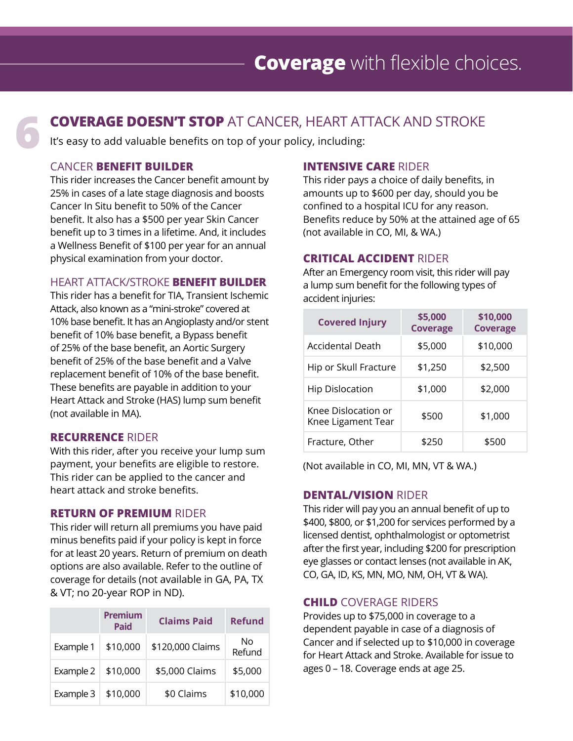# **Coverage** with flexible choices.

## 6 **COVERAGE DOESN'T STOP** AT CANCER, HEART ATTACK AND STROKE

It's easy to add valuable benefits on top of your policy, including:

### CANCER **BENEFIT BUILDER**

This rider increases the Cancer benefit amount by 25% in cases of a late stage diagnosis and boosts Cancer In Situ benefit to 50% of the Cancer benefit. It also has a $500 per year Skin Cancer benefit up to 3 times in a lifetime. And, it includes a Wellness Benefit of $100 per year for an annual physical examination from your doctor.

### HEART ATTACK/STROKE **BENEFIT BUILDER**

This rider has a benefit for TIA, Transient Ischemic Attack, also known as a "mini-stroke" covered at 10% base benefit. It has an Angioplasty and/or stent benefit of 10% base benefit, a Bypass benefit of 25% of the base benefit, an Aortic Surgery benefit of 25% of the base benefit and a Valve replacement benefit of 10% of the base benefit. These benefits are payable in addition to your Heart Attack and Stroke (HAS) lump sum benefit (not available in MA).

### **RECURRENCE** RIDER

With this rider, after you receive your lump sum payment, your benefits are eligible to restore. This rider can be applied to the cancer and heart attack and stroke benefits.

### **RETURN OF PREMIUM** RIDER

This rider will return all premiums you have paid minus benefits paid if your policy is kept in force for at least 20 years. Return of premium on death options are also available. Refer to the outline of coverage for details (not available in GA, PA, TX & VT; no 20-year ROP in ND).

| | Premium Paid | Claims Paid | Refund |
|---|---|---|---|
| Example 1 | $10,000 | $120,000 Claims | No Refund |
| Example 2 | $10,000 | $5,000 Claims | $5,000 |
| Example 3 | $10,000 | $0 Claims | $10,000 |

### **INTENSIVE CARE** RIDER

This rider pays a choice of daily benefits, in amounts up to $600 per day, should you be confined to a hospital ICU for any reason. Benefits reduce by 50% at the attained age of 65 (not available in CO, MI, & WA.)

### **CRITICAL ACCIDENT** RIDER

After an Emergency room visit, this rider will pay a lump sum benefit for the following types of accident injuries:

| Covered Injury | $5,000 Coverage | $10,000 Coverage |
|---|---|---|
| Accidental Death | $5,000 | $10,000 |
| Hip or Skull Fracture | $1,250 | $2,500 |
| Hip Dislocation | $1,000 | $2,000 |
| Knee Dislocation or Knee Ligament Tear | $500 | $1,000 |
| Fracture, Other | $250 | $500 |

(Not available in CO, MI, MN, VT & WA.)

### **DENTAL/VISION** RIDER

This rider will pay you an annual benefit of up to $400, $800, or $1,200 for services performed by a licensed dentist, ophthalmologist or optometrist after the first year, including $200 for prescription eye glasses or contact lenses (not available in AK, CO, GA, ID, KS, MN, MO, NM, OH, VT & WA).

### **CHILD** COVERAGE RIDERS

Provides up to $75,000 in coverage to a dependent payable in case of a diagnosis of Cancer and if selected up to $10,000 in coverage for Heart Attack and Stroke. Available for issue to ages 0 – 18. Coverage ends at age 25.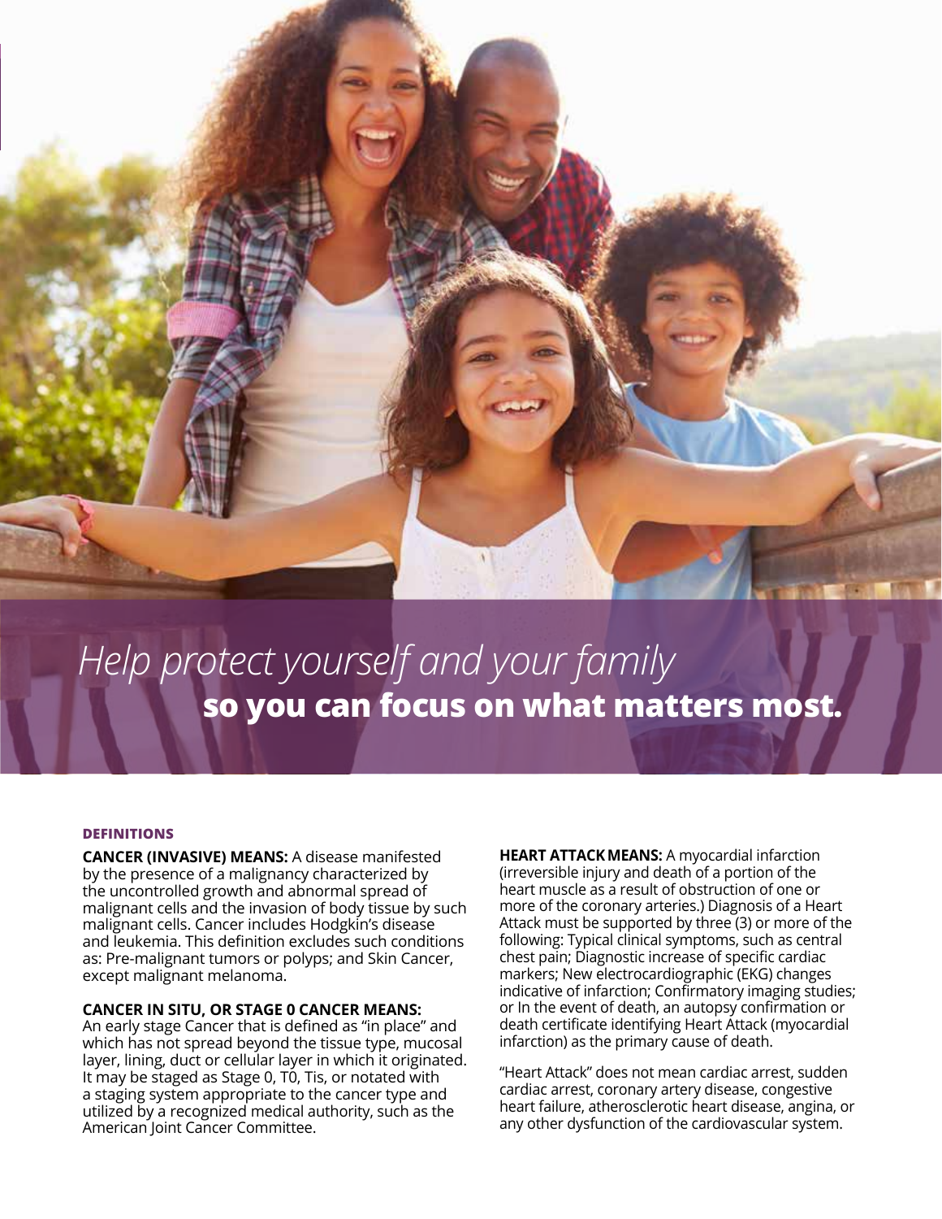*Help protect yourself and your family*
**so you can focus on what matters most.**

### DEFINITIONS

**CANCER (INVASIVE) MEANS:** A disease manifested by the presence of a malignancy characterized by the uncontrolled growth and abnormal spread of malignant cells and the invasion of body tissue by such malignant cells. Cancer includes Hodgkin's disease and leukemia. This definition excludes such conditions as: Pre-malignant tumors or polyps; and Skin Cancer, except malignant melanoma.

**CANCER IN SITU, OR STAGE 0 CANCER MEANS:** An early stage Cancer that is defined as "in place" and which has not spread beyond the tissue type, mucosal layer, lining, duct or cellular layer in which it originated. It may be staged as Stage 0, T0, Tis, or notated with a staging system appropriate to the cancer type and utilized by a recognized medical authority, such as the American Joint Cancer Committee.

**HEART ATTACK MEANS:** A myocardial infarction (irreversible injury and death of a portion of the heart muscle as a result of obstruction of one or more of the coronary arteries.) Diagnosis of a Heart Attack must be supported by three (3) or more of the following: Typical clinical symptoms, such as central chest pain; Diagnostic increase of specific cardiac markers; New electrocardiographic (EKG) changes indicative of infarction; Confirmatory imaging studies; or In the event of death, an autopsy confirmation or death certificate identifying Heart Attack (myocardial infarction) as the primary cause of death.

"Heart Attack" does not mean cardiac arrest, sudden cardiac arrest, coronary artery disease, congestive heart failure, atherosclerotic heart disease, angina, or any other dysfunction of the cardiovascular system.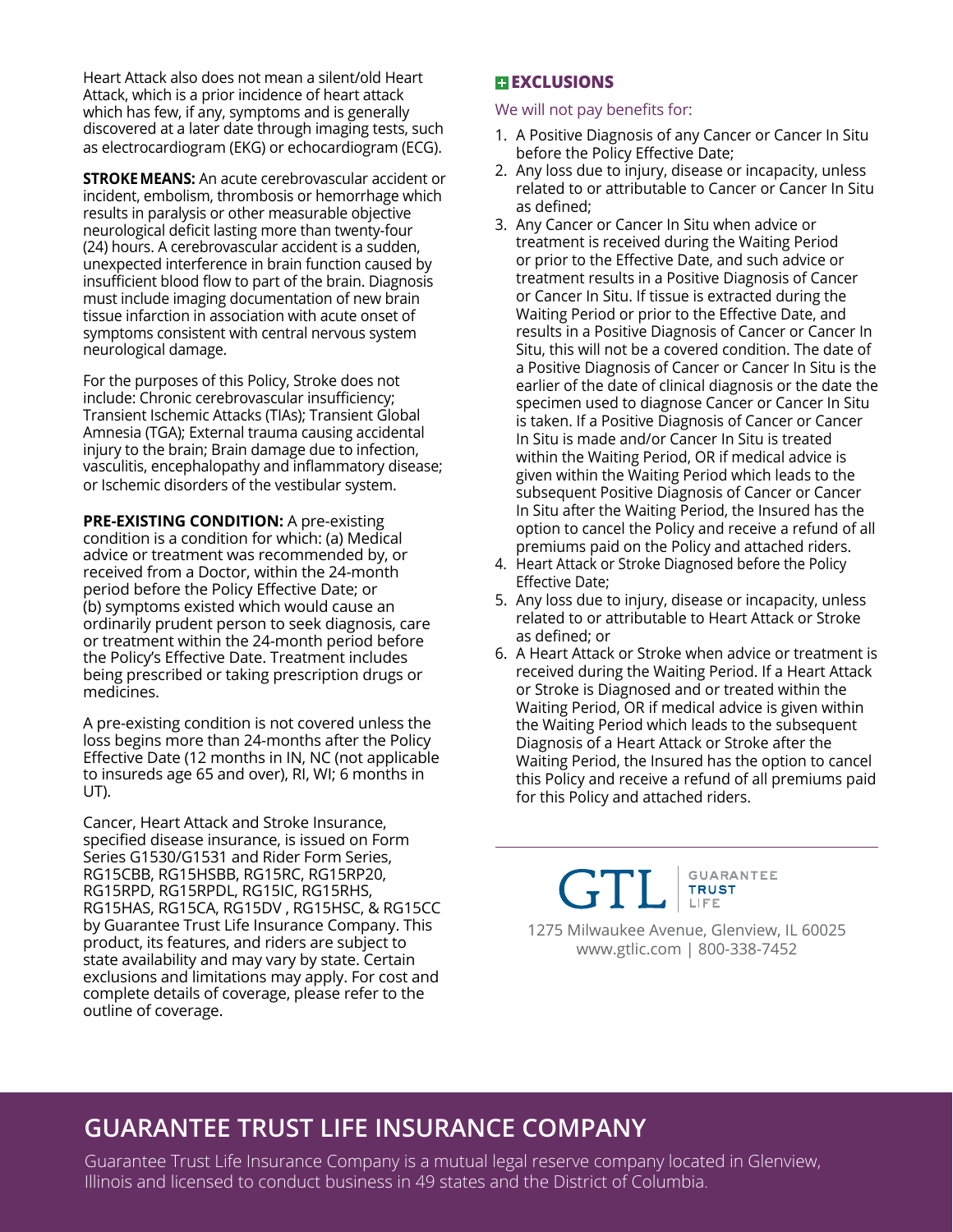Heart Attack also does not mean a silent/old Heart Attack, which is a prior incidence of heart attack which has few, if any, symptoms and is generally discovered at a later date through imaging tests, such as electrocardiogram (EKG) or echocardiogram (ECG).

**STROKE MEANS:** An acute cerebrovascular accident or incident, embolism, thrombosis or hemorrhage which results in paralysis or other measurable objective neurological deficit lasting more than twenty-four (24) hours. A cerebrovascular accident is a sudden, unexpected interference in brain function caused by insufficient blood flow to part of the brain. Diagnosis must include imaging documentation of new brain tissue infarction in association with acute onset of symptoms consistent with central nervous system neurological damage.

For the purposes of this Policy, Stroke does not include: Chronic cerebrovascular insufficiency; Transient Ischemic Attacks (TIAs); Transient Global Amnesia (TGA); External trauma causing accidental injury to the brain; Brain damage due to infection, vasculitis, encephalopathy and inflammatory disease; or Ischemic disorders of the vestibular system.

**PRE-EXISTING CONDITION:** A pre-existing condition is a condition for which: (a) Medical advice or treatment was recommended by, or received from a Doctor, within the 24-month period before the Policy Effective Date; or (b) symptoms existed which would cause an ordinarily prudent person to seek diagnosis, care or treatment within the 24-month period before the Policy's Effective Date. Treatment includes being prescribed or taking prescription drugs or medicines.

A pre-existing condition is not covered unless the loss begins more than 24-months after the Policy Effective Date (12 months in IN, NC (not applicable to insureds age 65 and over), RI, WI; 6 months in UT).

Cancer, Heart Attack and Stroke Insurance, specified disease insurance, is issued on Form Series G1530/G1531 and Rider Form Series, RG15CBB, RG15HSBB, RG15RC, RG15RP20, RG15RPD, RG15RPDL, RG15IC, RG15RHS, RG15HAS, RG15CA, RG15DV , RG15HSC, & RG15CC by Guarantee Trust Life Insurance Company. This product, its features, and riders are subject to state availability and may vary by state. Certain exclusions and limitations may apply. For cost and complete details of coverage, please refer to the outline of coverage.

## EXCLUSIONS

We will not pay benefits for:

1. A Positive Diagnosis of any Cancer or Cancer In Situ before the Policy Effective Date;
2. Any loss due to injury, disease or incapacity, unless related to or attributable to Cancer or Cancer In Situ as defined;
3. Any Cancer or Cancer In Situ when advice or treatment is received during the Waiting Period or prior to the Effective Date, and such advice or treatment results in a Positive Diagnosis of Cancer or Cancer In Situ. If tissue is extracted during the Waiting Period or prior to the Effective Date, and results in a Positive Diagnosis of Cancer or Cancer In Situ, this will not be a covered condition. The date of a Positive Diagnosis of Cancer or Cancer In Situ is the earlier of the date of clinical diagnosis or the date the specimen used to diagnose Cancer or Cancer In Situ is taken. If a Positive Diagnosis of Cancer or Cancer In Situ is made and/or Cancer In Situ is treated within the Waiting Period, OR if medical advice is given within the Waiting Period which leads to the subsequent Positive Diagnosis of Cancer or Cancer In Situ after the Waiting Period, the Insured has the option to cancel the Policy and receive a refund of all premiums paid on the Policy and attached riders.
4. Heart Attack or Stroke Diagnosed before the Policy Effective Date;
5. Any loss due to injury, disease or incapacity, unless related to or attributable to Heart Attack or Stroke as defined; or
6. A Heart Attack or Stroke when advice or treatment is received during the Waiting Period. If a Heart Attack or Stroke is Diagnosed and or treated within the Waiting Period, OR if medical advice is given within the Waiting Period which leads to the subsequent Diagnosis of a Heart Attack or Stroke after the Waiting Period, the Insured has the option to cancel this Policy and receive a refund of all premiums paid for this Policy and attached riders.

GTL | GUARANTEE TRUST LIFE

1275 Milwaukee Avenue, Glenview, IL 60025
www.gtlic.com | 800-338-7452

## GUARANTEE TRUST LIFE INSURANCE COMPANY

Guarantee Trust Life Insurance Company is a mutual legal reserve company located in Glenview, Illinois and licensed to conduct business in 49 states and the District of Columbia.